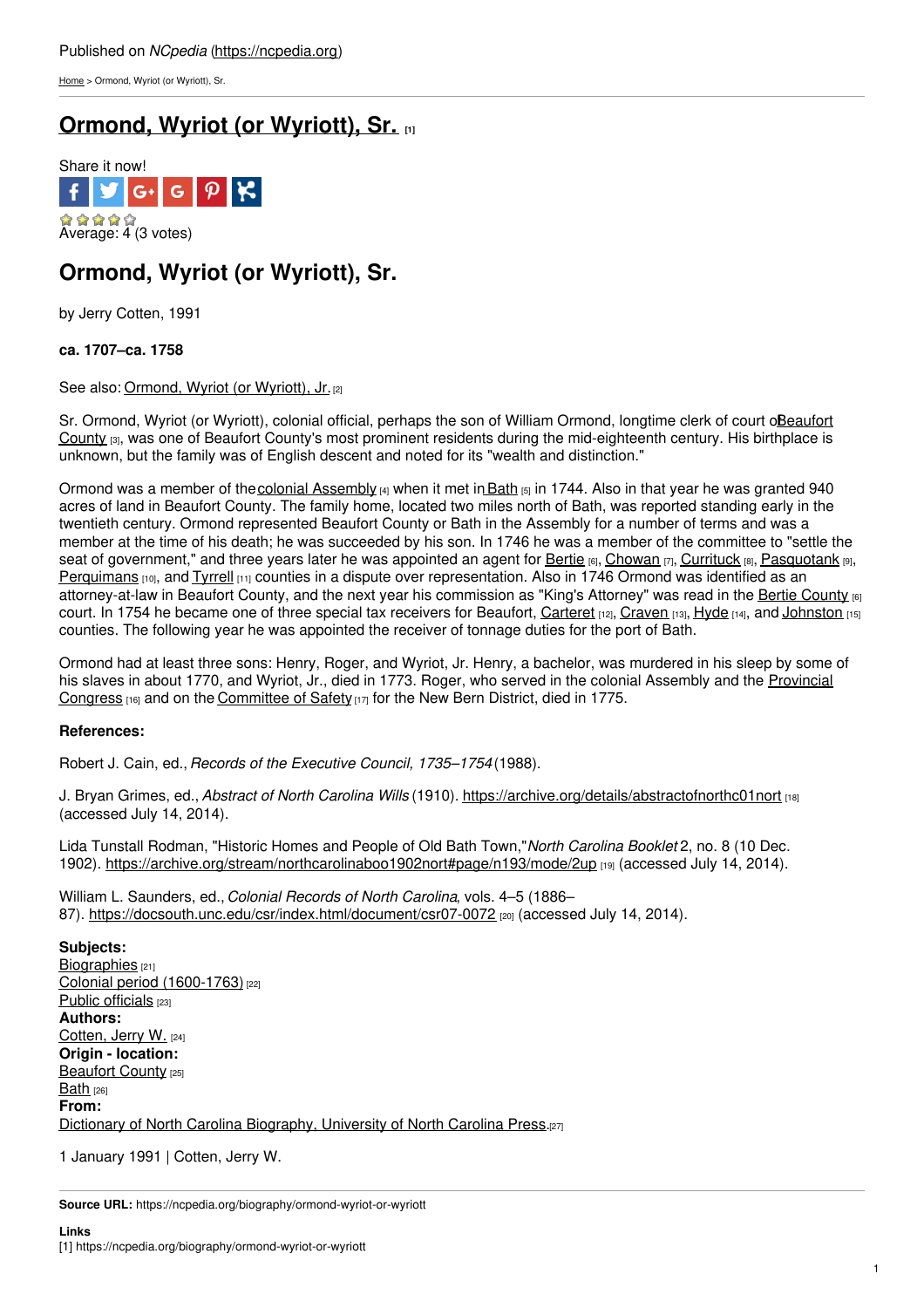Published on *NCpedia* (https://ncpedia.org)

Home > Ormond, Wyriot (or Wyriott), Sr.

# Ormond, Wyriot (or Wyriott), Sr. [1]

Share it now!

Average: 4 (3 votes)

## Ormond, Wyriot (or Wyriott), Sr.

by Jerry Cotten, 1991

**ca. 1707–ca. 1758**

See also: Ormond, Wyriot (or Wyriott), Jr. [2]

Sr. Ormond, Wyriot (or Wyriott), colonial official, perhaps the son of William Ormond, longtime clerk of court of Beaufort County [3], was one of Beaufort County's most prominent residents during the mid-eighteenth century. His birthplace is unknown, but the family was of English descent and noted for its "wealth and distinction."

Ormond was a member of the colonial Assembly [4] when it met in Bath [5] in 1744. Also in that year he was granted 940 acres of land in Beaufort County. The family home, located two miles north of Bath, was reported standing early in the twentieth century. Ormond represented Beaufort County or Bath in the Assembly for a number of terms and was a member at the time of his death; he was succeeded by his son. In 1746 he was a member of the committee to "settle the seat of government," and three years later he was appointed an agent for Bertie [6], Chowan [7], Currituck [8], Pasquotank [9], Perquimans [10], and Tyrrell [11] counties in a dispute over representation. Also in 1746 Ormond was identified as an attorney-at-law in Beaufort County, and the next year his commission as "King's Attorney" was read in the Bertie County [6] court. In 1754 he became one of three special tax receivers for Beaufort, Carteret [12], Craven [13], Hyde [14], and Johnston [15] counties. The following year he was appointed the receiver of tonnage duties for the port of Bath.

Ormond had at least three sons: Henry, Roger, and Wyriot, Jr. Henry, a bachelor, was murdered in his sleep by some of his slaves in about 1770, and Wyriot, Jr., died in 1773. Roger, who served in the colonial Assembly and the Provincial Congress [16] and on the Committee of Safety [17] for the New Bern District, died in 1775.

**References:**

Robert J. Cain, ed., *Records of the Executive Council, 1735–1754* (1988).

J. Bryan Grimes, ed., *Abstract of North Carolina Wills* (1910). https://archive.org/details/abstractofnorthc01nort [18] (accessed July 14, 2014).

Lida Tunstall Rodman, "Historic Homes and People of Old Bath Town," *North Carolina Booklet* 2, no. 8 (10 Dec. 1902). https://archive.org/stream/northcarolinaboo1902nort#page/n193/mode/2up [19] (accessed July 14, 2014).

William L. Saunders, ed., *Colonial Records of North Carolina*, vols. 4–5 (1886–87). https://docsouth.unc.edu/csr/index.html/document/csr07-0072 [20] (accessed July 14, 2014).

**Subjects:**
Biographies [21]
Colonial period (1600-1763) [22]
Public officials [23]
**Authors:**
Cotten, Jerry W. [24]
**Origin - location:**
Beaufort County [25]
Bath [26]
**From:**
Dictionary of North Carolina Biography, University of North Carolina Press. [27]

1 January 1991 | Cotten, Jerry W.

**Source URL:** https://ncpedia.org/biography/ormond-wyriot-or-wyriott

**Links**
[1] https://ncpedia.org/biography/ormond-wyriot-or-wyriott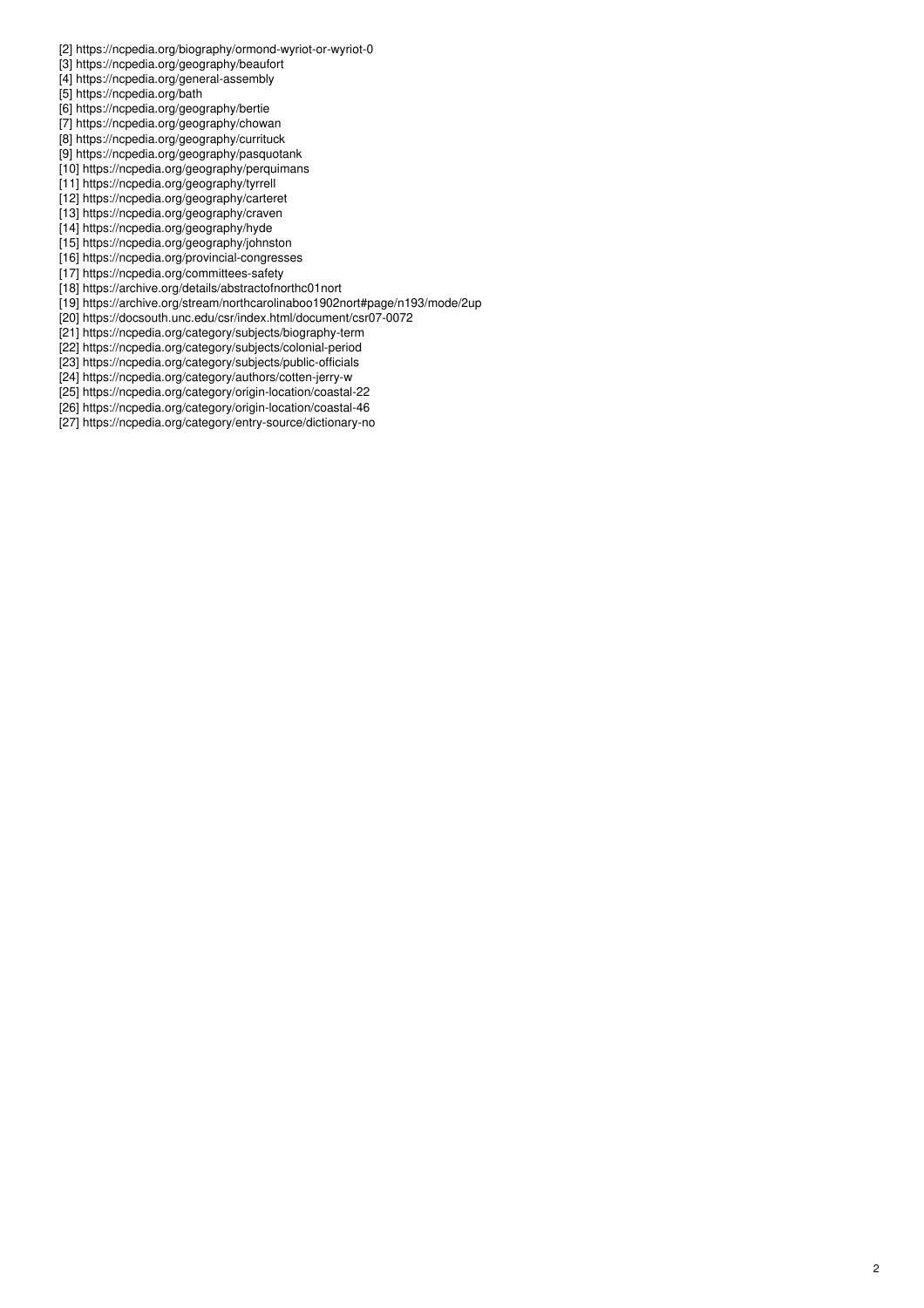[2] https://ncpedia.org/biography/ormond-wyriot-or-wyriot-0
[3] https://ncpedia.org/geography/beaufort
[4] https://ncpedia.org/general-assembly
[5] https://ncpedia.org/bath
[6] https://ncpedia.org/geography/bertie
[7] https://ncpedia.org/geography/chowan
[8] https://ncpedia.org/geography/currituck
[9] https://ncpedia.org/geography/pasquotank
[10] https://ncpedia.org/geography/perquimans
[11] https://ncpedia.org/geography/tyrrell
[12] https://ncpedia.org/geography/carteret
[13] https://ncpedia.org/geography/craven
[14] https://ncpedia.org/geography/hyde
[15] https://ncpedia.org/geography/johnston
[16] https://ncpedia.org/provincial-congresses
[17] https://ncpedia.org/committees-safety
[18] https://archive.org/details/abstractofnorthc01nort
[19] https://archive.org/stream/northcarolinaboo1902nort#page/n193/mode/2up
[20] https://docsouth.unc.edu/csr/index.html/document/csr07-0072
[21] https://ncpedia.org/category/subjects/biography-term
[22] https://ncpedia.org/category/subjects/colonial-period
[23] https://ncpedia.org/category/subjects/public-officials
[24] https://ncpedia.org/category/authors/cotten-jerry-w
[25] https://ncpedia.org/category/origin-location/coastal-22
[26] https://ncpedia.org/category/origin-location/coastal-46
[27] https://ncpedia.org/category/entry-source/dictionary-no